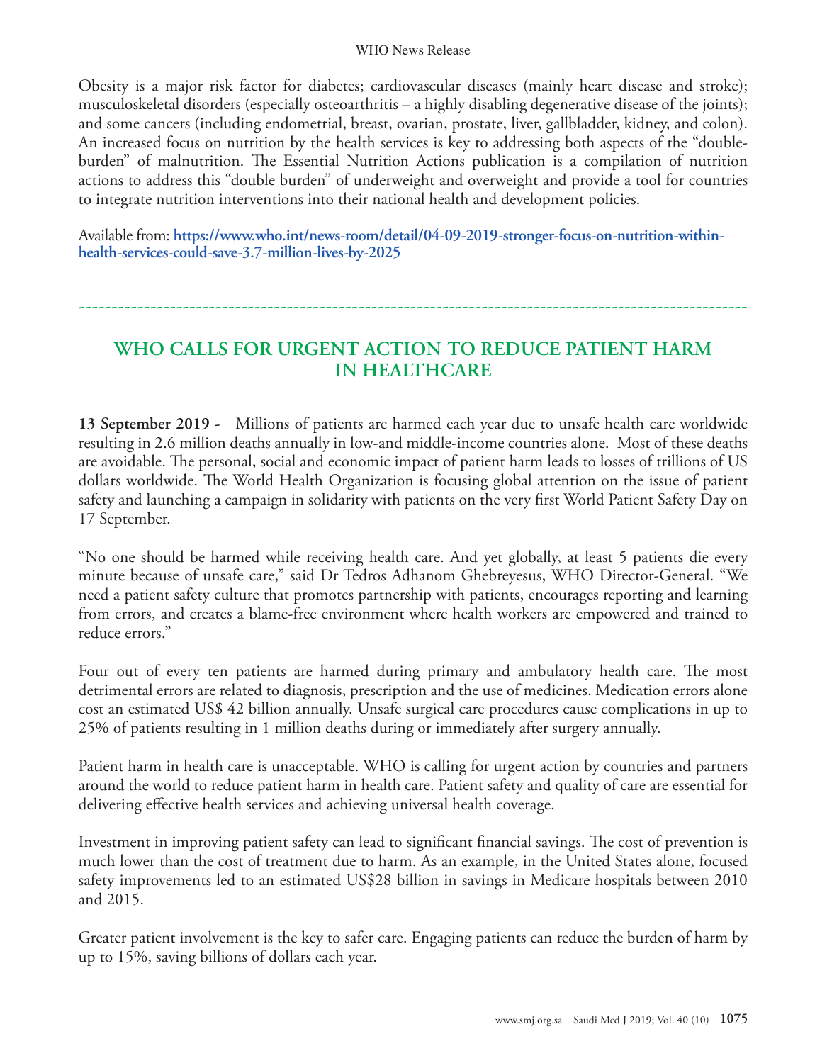Obesity is a major risk factor for diabetes; cardiovascular diseases (mainly heart disease and stroke); musculoskeletal disorders (especially osteoarthritis – a highly disabling degenerative disease of the joints); and some cancers (including endometrial, breast, ovarian, prostate, liver, gallbladder, kidney, and colon). An increased focus on nutrition by the health services is key to addressing both aspects of the "double-burden" of malnutrition. The Essential Nutrition Actions publication is a compilation of nutrition actions to address this "double burden" of underweight and overweight and provide a tool for countries to integrate nutrition interventions into their national health and development policies.

Available from: **https://www.who.int/news-room/detail/04-09-2019-stronger-focus-on-nutrition-within-health-services-could-save-3.7-million-lives-by-2025**

---

## WHO CALLS FOR URGENT ACTION TO REDUCE PATIENT HARM IN HEALTHCARE

**13 September 2019 -** Millions of patients are harmed each year due to unsafe health care worldwide resulting in 2.6 million deaths annually in low-and middle-income countries alone. Most of these deaths are avoidable. The personal, social and economic impact of patient harm leads to losses of trillions of US dollars worldwide. The World Health Organization is focusing global attention on the issue of patient safety and launching a campaign in solidarity with patients on the very first World Patient Safety Day on 17 September.

"No one should be harmed while receiving health care. And yet globally, at least 5 patients die every minute because of unsafe care," said Dr Tedros Adhanom Ghebreyesus, WHO Director-General. "We need a patient safety culture that promotes partnership with patients, encourages reporting and learning from errors, and creates a blame-free environment where health workers are empowered and trained to reduce errors."

Four out of every ten patients are harmed during primary and ambulatory health care. The most detrimental errors are related to diagnosis, prescription and the use of medicines. Medication errors alone cost an estimated US$ 42 billion annually. Unsafe surgical care procedures cause complications in up to 25% of patients resulting in 1 million deaths during or immediately after surgery annually.

Patient harm in health care is unacceptable. WHO is calling for urgent action by countries and partners around the world to reduce patient harm in health care. Patient safety and quality of care are essential for delivering effective health services and achieving universal health coverage.

Investment in improving patient safety can lead to significant financial savings. The cost of prevention is much lower than the cost of treatment due to harm. As an example, in the United States alone, focused safety improvements led to an estimated US$28 billion in savings in Medicare hospitals between 2010 and 2015.

Greater patient involvement is the key to safer care. Engaging patients can reduce the burden of harm by up to 15%, saving billions of dollars each year.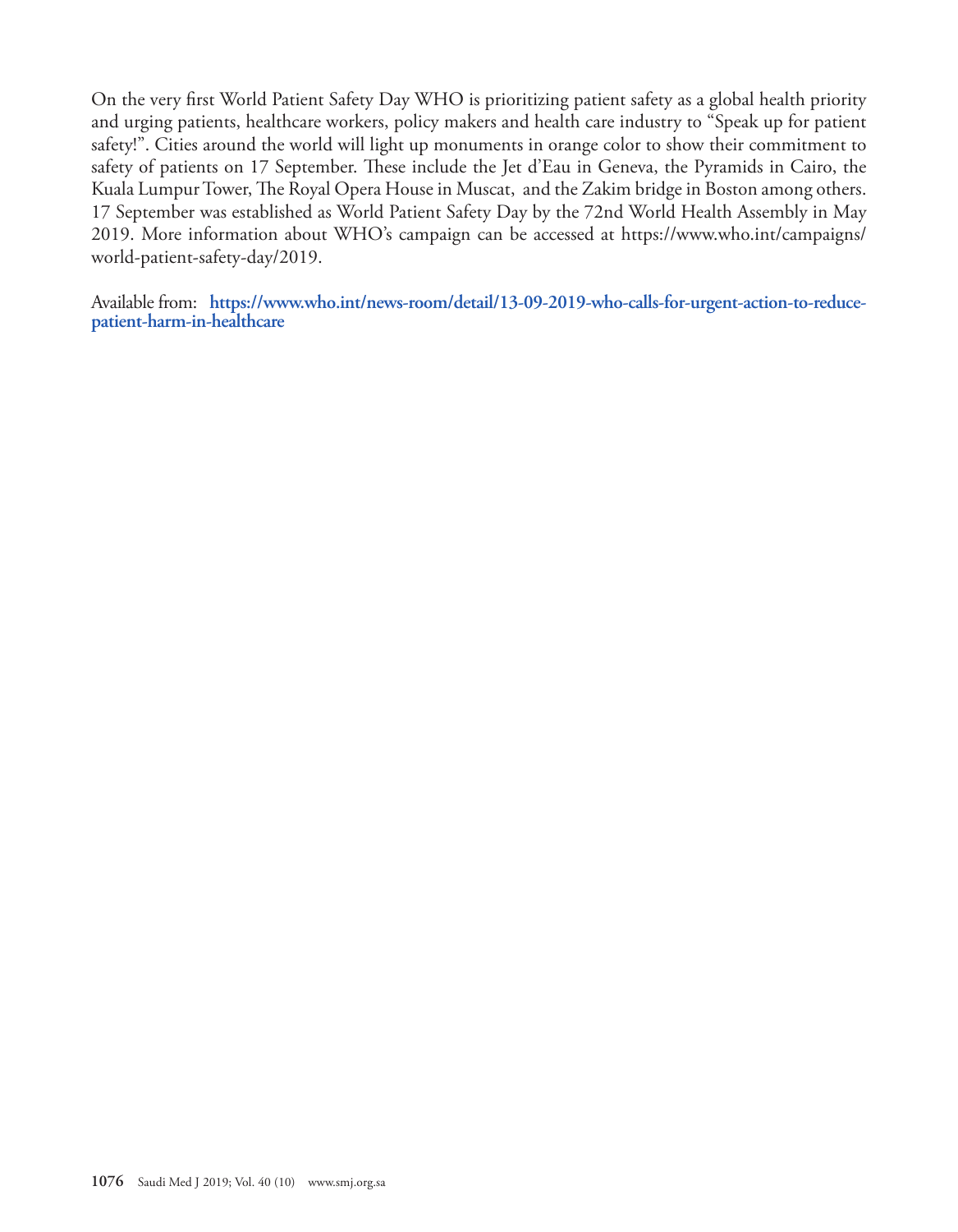On the very first World Patient Safety Day WHO is prioritizing patient safety as a global health priority and urging patients, healthcare workers, policy makers and health care industry to "Speak up for patient safety!". Cities around the world will light up monuments in orange color to show their commitment to safety of patients on 17 September. These include the Jet d'Eau in Geneva, the Pyramids in Cairo, the Kuala Lumpur Tower, The Royal Opera House in Muscat, and the Zakim bridge in Boston among others. 17 September was established as World Patient Safety Day by the 72nd World Health Assembly in May 2019. More information about WHO's campaign can be accessed at https://www.who.int/campaigns/world-patient-safety-day/2019.

Available from: **https://www.who.int/news-room/detail/13-09-2019-who-calls-for-urgent-action-to-reduce-patient-harm-in-healthcare**